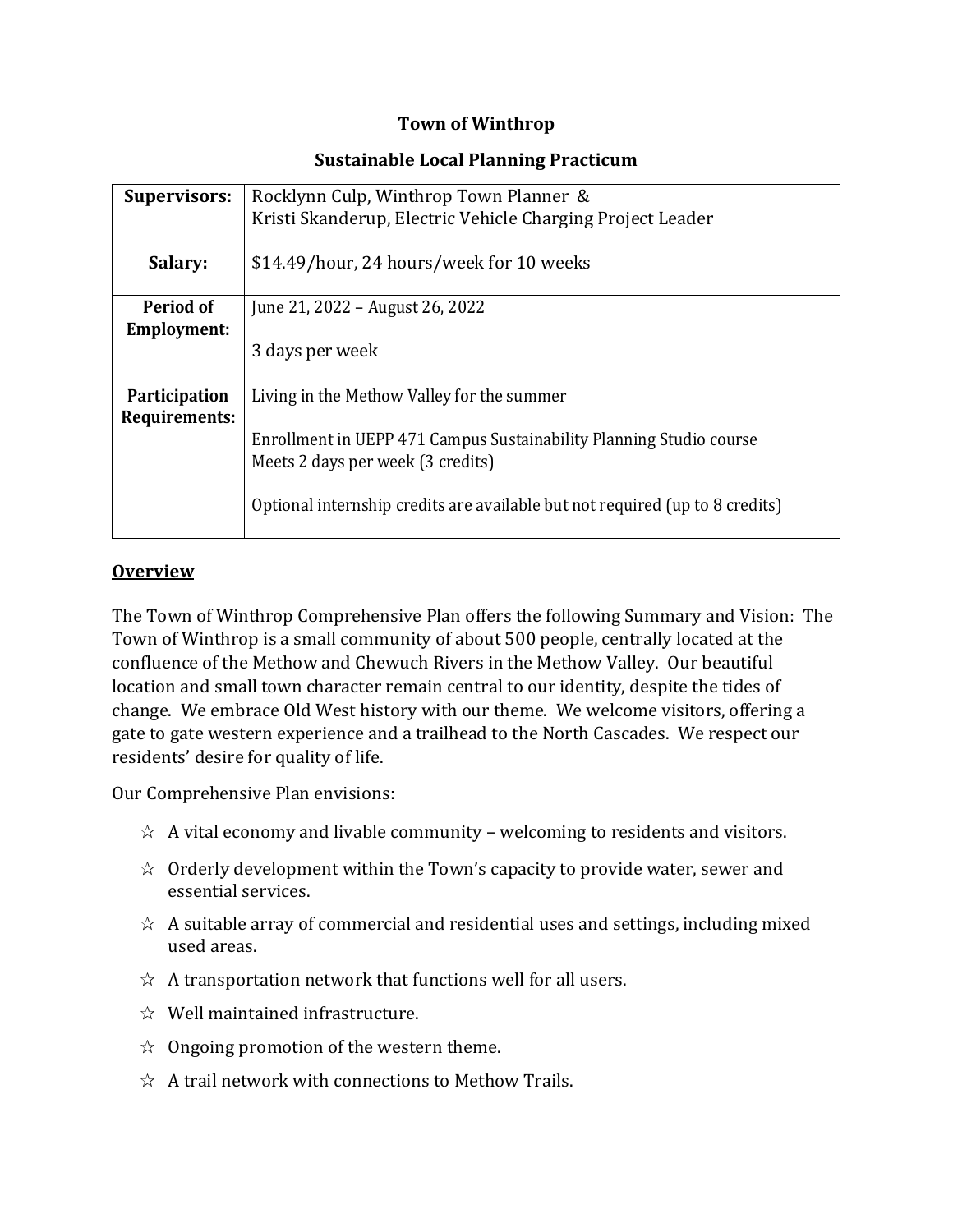# Town of Winthrop

## Sustainable Local Planning Practicum

| | |
|---|---|
| **Supervisors:** | Rocklynn Culp, Winthrop Town Planner & <br> Kristi Skanderup, Electric Vehicle Charging Project Leader |
| **Salary:** | $14.49/hour, 24 hours/week for 10 weeks |
| **Period of Employment:** | June 21, 2022 – August 26, 2022 <br><br> 3 days per week |
| **Participation Requirements:** | Living in the Methow Valley for the summer <br><br> Enrollment in UEPP 471 Campus Sustainability Planning Studio course <br> Meets 2 days per week (3 credits) <br><br> Optional internship credits are available but not required (up to 8 credits) |

### Overview

The Town of Winthrop Comprehensive Plan offers the following Summary and Vision: The Town of Winthrop is a small community of about 500 people, centrally located at the confluence of the Methow and Chewuch Rivers in the Methow Valley. Our beautiful location and small town character remain central to our identity, despite the tides of change. We embrace Old West history with our theme. We welcome visitors, offering a gate to gate western experience and a trailhead to the North Cascades. We respect our residents' desire for quality of life.

Our Comprehensive Plan envisions:

- ☆ A vital economy and livable community – welcoming to residents and visitors.
- ☆ Orderly development within the Town's capacity to provide water, sewer and essential services.
- ☆ A suitable array of commercial and residential uses and settings, including mixed used areas.
- ☆ A transportation network that functions well for all users.
- ☆ Well maintained infrastructure.
- ☆ Ongoing promotion of the western theme.
- ☆ A trail network with connections to Methow Trails.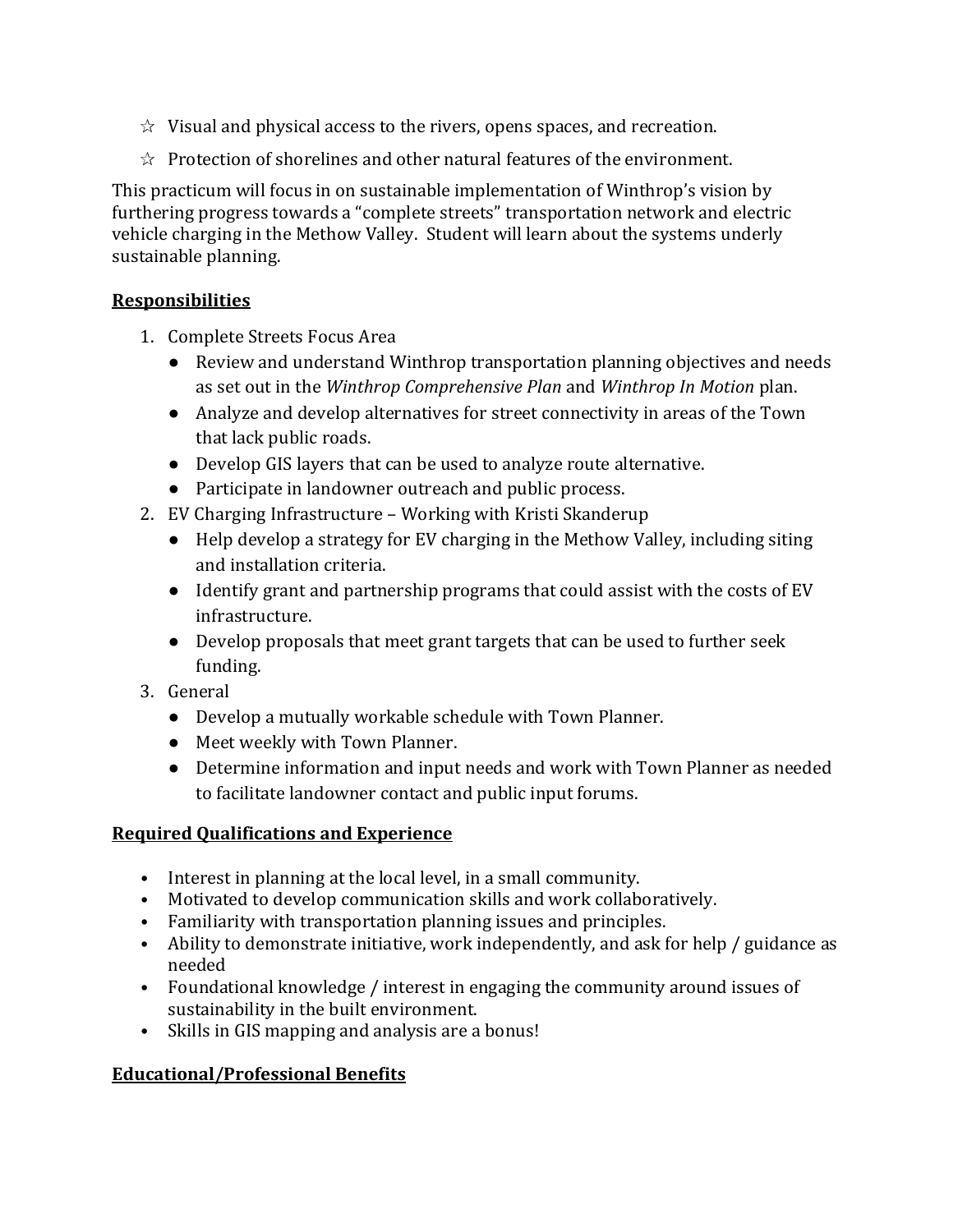☆ Visual and physical access to the rivers, opens spaces, and recreation.

☆ Protection of shorelines and other natural features of the environment.

This practicum will focus in on sustainable implementation of Winthrop's vision by furthering progress towards a "complete streets" transportation network and electric vehicle charging in the Methow Valley. Student will learn about the systems underly sustainable planning.

## Responsibilities

1. Complete Streets Focus Area
   - Review and understand Winthrop transportation planning objectives and needs as set out in the *Winthrop Comprehensive Plan* and *Winthrop In Motion* plan.
   - Analyze and develop alternatives for street connectivity in areas of the Town that lack public roads.
   - Develop GIS layers that can be used to analyze route alternative.
   - Participate in landowner outreach and public process.
2. EV Charging Infrastructure – Working with Kristi Skanderup
   - Help develop a strategy for EV charging in the Methow Valley, including siting and installation criteria.
   - Identify grant and partnership programs that could assist with the costs of EV infrastructure.
   - Develop proposals that meet grant targets that can be used to further seek funding.
3. General
   - Develop a mutually workable schedule with Town Planner.
   - Meet weekly with Town Planner.
   - Determine information and input needs and work with Town Planner as needed to facilitate landowner contact and public input forums.

## Required Qualifications and Experience

- Interest in planning at the local level, in a small community.
- Motivated to develop communication skills and work collaboratively.
- Familiarity with transportation planning issues and principles.
- Ability to demonstrate initiative, work independently, and ask for help / guidance as needed
- Foundational knowledge / interest in engaging the community around issues of sustainability in the built environment.
- Skills in GIS mapping and analysis are a bonus!

## Educational/Professional Benefits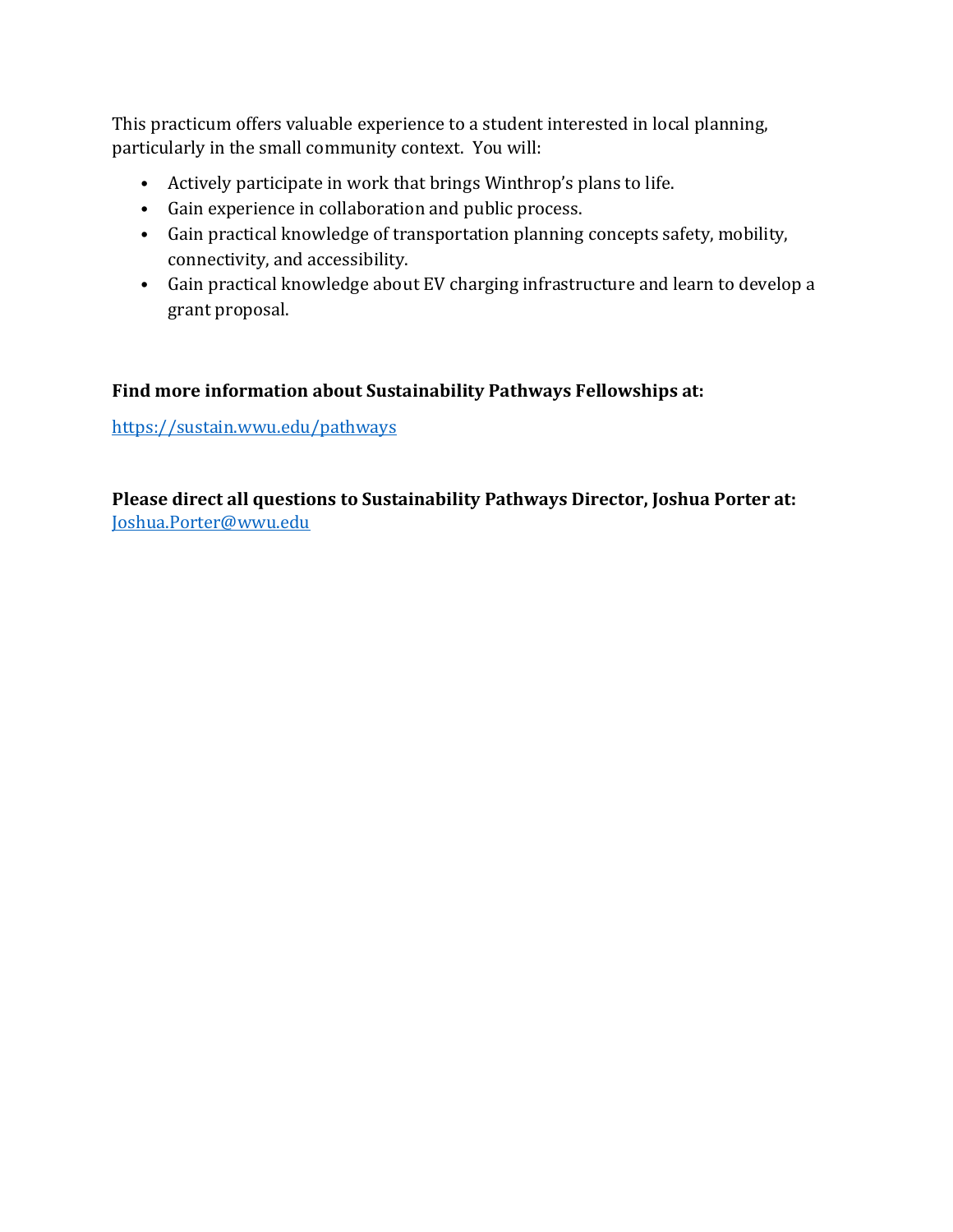This practicum offers valuable experience to a student interested in local planning, particularly in the small community context. You will:

- Actively participate in work that brings Winthrop's plans to life.
- Gain experience in collaboration and public process.
- Gain practical knowledge of transportation planning concepts safety, mobility, connectivity, and accessibility.
- Gain practical knowledge about EV charging infrastructure and learn to develop a grant proposal.

**Find more information about Sustainability Pathways Fellowships at:**

[https://sustain.wwu.edu/pathways](https://sustain.wwu.edu/pathways)

**Please direct all questions to Sustainability Pathways Director, Joshua Porter at:**
[Joshua.Porter@wwu.edu](mailto:Joshua.Porter@wwu.edu)